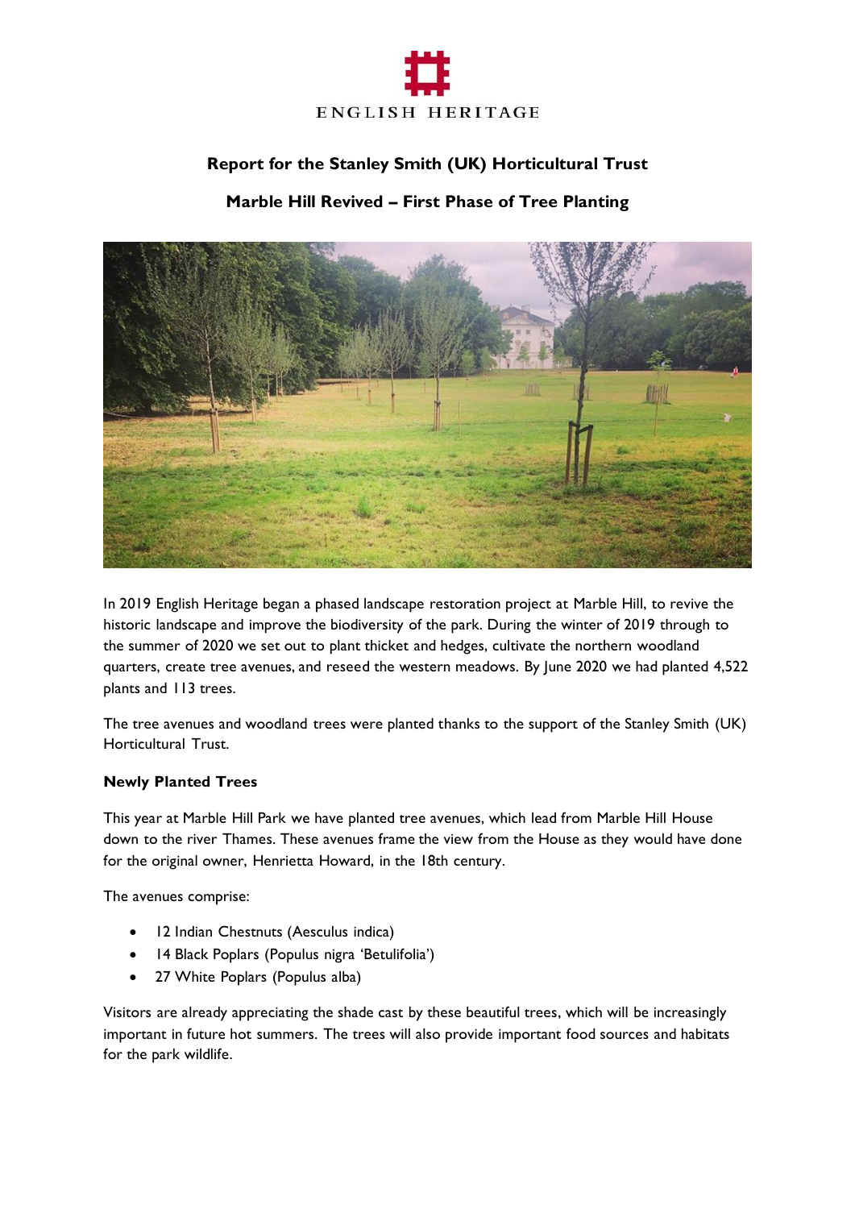ENGLISH HERITAGE

**Report for the Stanley Smith (UK) Horticultural Trust**

**Marble Hill Revived – First Phase of Tree Planting**

In 2019 English Heritage began a phased landscape restoration project at Marble Hill, to revive the historic landscape and improve the biodiversity of the park. During the winter of 2019 through to the summer of 2020 we set out to plant thicket and hedges, cultivate the northern woodland quarters, create tree avenues, and reseed the western meadows. By June 2020 we had planted 4,522 plants and 113 trees.

The tree avenues and woodland trees were planted thanks to the support of the Stanley Smith (UK) Horticultural Trust.

**Newly Planted Trees**

This year at Marble Hill Park we have planted tree avenues, which lead from Marble Hill House down to the river Thames. These avenues frame the view from the House as they would have done for the original owner, Henrietta Howard, in the 18th century.

The avenues comprise:

- 12 Indian Chestnuts (Aesculus indica)
- 14 Black Poplars (Populus nigra 'Betulifolia')
- 27 White Poplars (Populus alba)

Visitors are already appreciating the shade cast by these beautiful trees, which will be increasingly important in future hot summers. The trees will also provide important food sources and habitats for the park wildlife.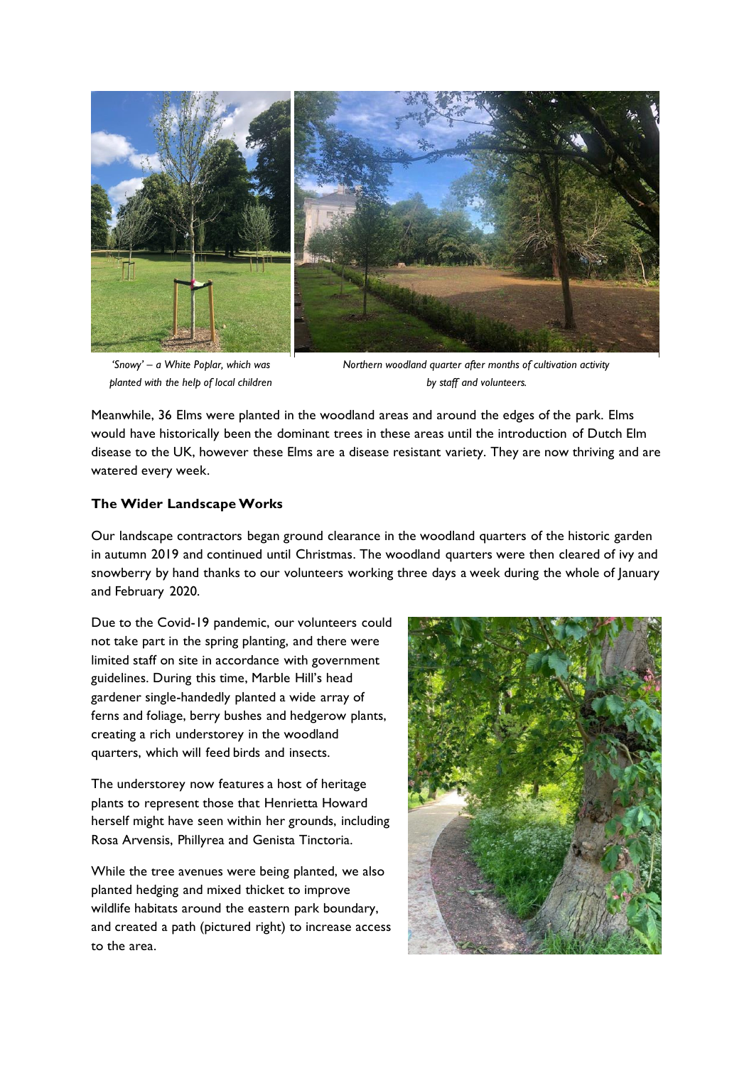*'Snowy' – a White Poplar, which was planted with the help of local children*

*Northern woodland quarter after months of cultivation activity by staff and volunteers.*

Meanwhile, 36 Elms were planted in the woodland areas and around the edges of the park. Elms would have historically been the dominant trees in these areas until the introduction of Dutch Elm disease to the UK, however these Elms are a disease resistant variety. They are now thriving and are watered every week.

**The Wider Landscape Works**

Our landscape contractors began ground clearance in the woodland quarters of the historic garden in autumn 2019 and continued until Christmas. The woodland quarters were then cleared of ivy and snowberry by hand thanks to our volunteers working three days a week during the whole of January and February 2020.

Due to the Covid-19 pandemic, our volunteers could not take part in the spring planting, and there were limited staff on site in accordance with government guidelines. During this time, Marble Hill's head gardener single-handedly planted a wide array of ferns and foliage, berry bushes and hedgerow plants, creating a rich understorey in the woodland quarters, which will feed birds and insects.

The understorey now features a host of heritage plants to represent those that Henrietta Howard herself might have seen within her grounds, including Rosa Arvensis, Phillyrea and Genista Tinctoria.

While the tree avenues were being planted, we also planted hedging and mixed thicket to improve wildlife habitats around the eastern park boundary, and created a path (pictured right) to increase access to the area.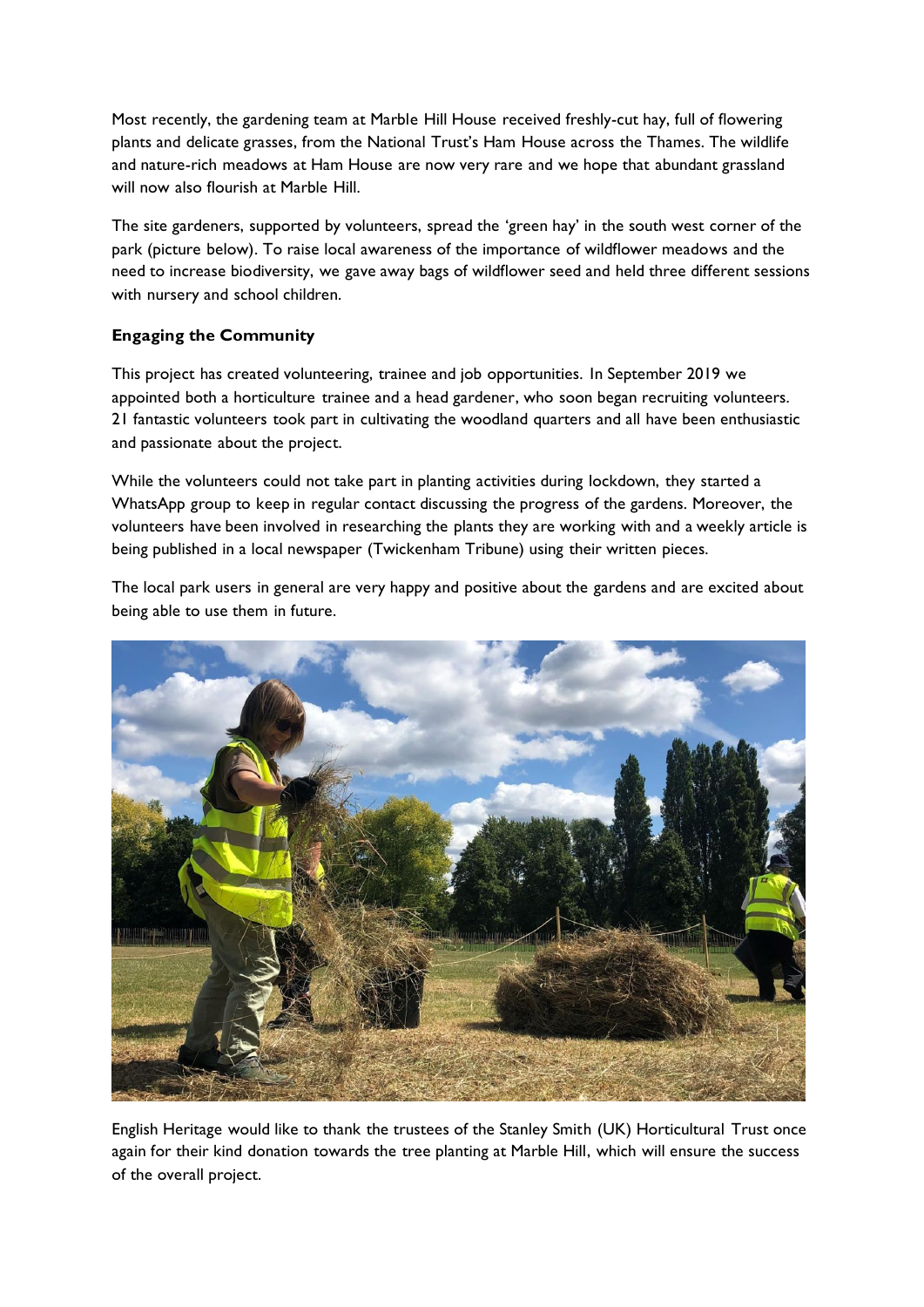Most recently, the gardening team at Marble Hill House received freshly-cut hay, full of flowering plants and delicate grasses, from the National Trust's Ham House across the Thames. The wildlife and nature-rich meadows at Ham House are now very rare and we hope that abundant grassland will now also flourish at Marble Hill.

The site gardeners, supported by volunteers, spread the 'green hay' in the south west corner of the park (picture below). To raise local awareness of the importance of wildflower meadows and the need to increase biodiversity, we gave away bags of wildflower seed and held three different sessions with nursery and school children.

**Engaging the Community**

This project has created volunteering, trainee and job opportunities. In September 2019 we appointed both a horticulture trainee and a head gardener, who soon began recruiting volunteers. 21 fantastic volunteers took part in cultivating the woodland quarters and all have been enthusiastic and passionate about the project.

While the volunteers could not take part in planting activities during lockdown, they started a WhatsApp group to keep in regular contact discussing the progress of the gardens. Moreover, the volunteers have been involved in researching the plants they are working with and a weekly article is being published in a local newspaper (Twickenham Tribune) using their written pieces.

The local park users in general are very happy and positive about the gardens and are excited about being able to use them in future.

English Heritage would like to thank the trustees of the Stanley Smith (UK) Horticultural Trust once again for their kind donation towards the tree planting at Marble Hill, which will ensure the success of the overall project.